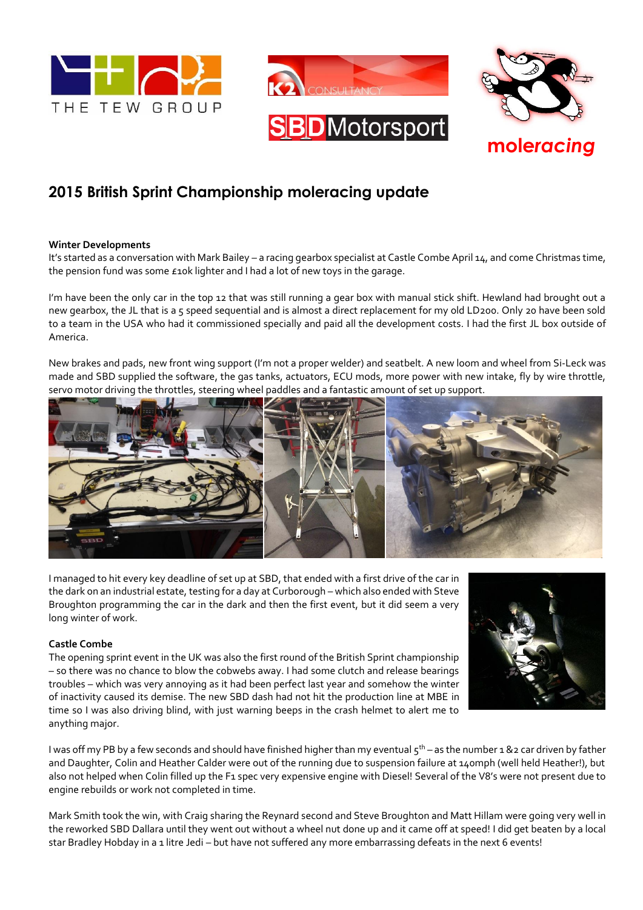## 2015 British Sprint Championship moleracing update

**Winter Developments**

It's started as a conversation with Mark Bailey – a racing gearbox specialist at Castle Combe April 14, and come Christmas time, the pension fund was some £10k lighter and I had a lot of new toys in the garage.

I'm have been the only car in the top 12 that was still running a gear box with manual stick shift. Hewland had brought out a new gearbox, the JL that is a 5 speed sequential and is almost a direct replacement for my old LD200. Only 20 have been sold to a team in the USA who had it commissioned specially and paid all the development costs. I had the first JL box outside of America.

New brakes and pads, new front wing support (I'm not a proper welder) and seatbelt. A new loom and wheel from Si-Leck was made and SBD supplied the software, the gas tanks, actuators, ECU mods, more power with new intake, fly by wire throttle, servo motor driving the throttles, steering wheel paddles and a fantastic amount of set up support.

I managed to hit every key deadline of set up at SBD, that ended with a first drive of the car in the dark on an industrial estate, testing for a day at Curborough – which also ended with Steve Broughton programming the car in the dark and then the first event, but it did seem a very long winter of work.

**Castle Combe**

The opening sprint event in the UK was also the first round of the British Sprint championship – so there was no chance to blow the cobwebs away. I had some clutch and release bearings troubles – which was very annoying as it had been perfect last year and somehow the winter of inactivity caused its demise. The new SBD dash had not hit the production line at MBE in time so I was also driving blind, with just warning beeps in the crash helmet to alert me to anything major.

I was off my PB by a few seconds and should have finished higher than my eventual 5th – as the number 1 &2 car driven by father and Daughter, Colin and Heather Calder were out of the running due to suspension failure at 140mph (well held Heather!), but also not helped when Colin filled up the F1 spec very expensive engine with Diesel! Several of the V8's were not present due to engine rebuilds or work not completed in time.

Mark Smith took the win, with Craig sharing the Reynard second and Steve Broughton and Matt Hillam were going very well in the reworked SBD Dallara until they went out without a wheel nut done up and it came off at speed! I did get beaten by a local star Bradley Hobday in a 1 litre Jedi – but have not suffered any more embarrassing defeats in the next 6 events!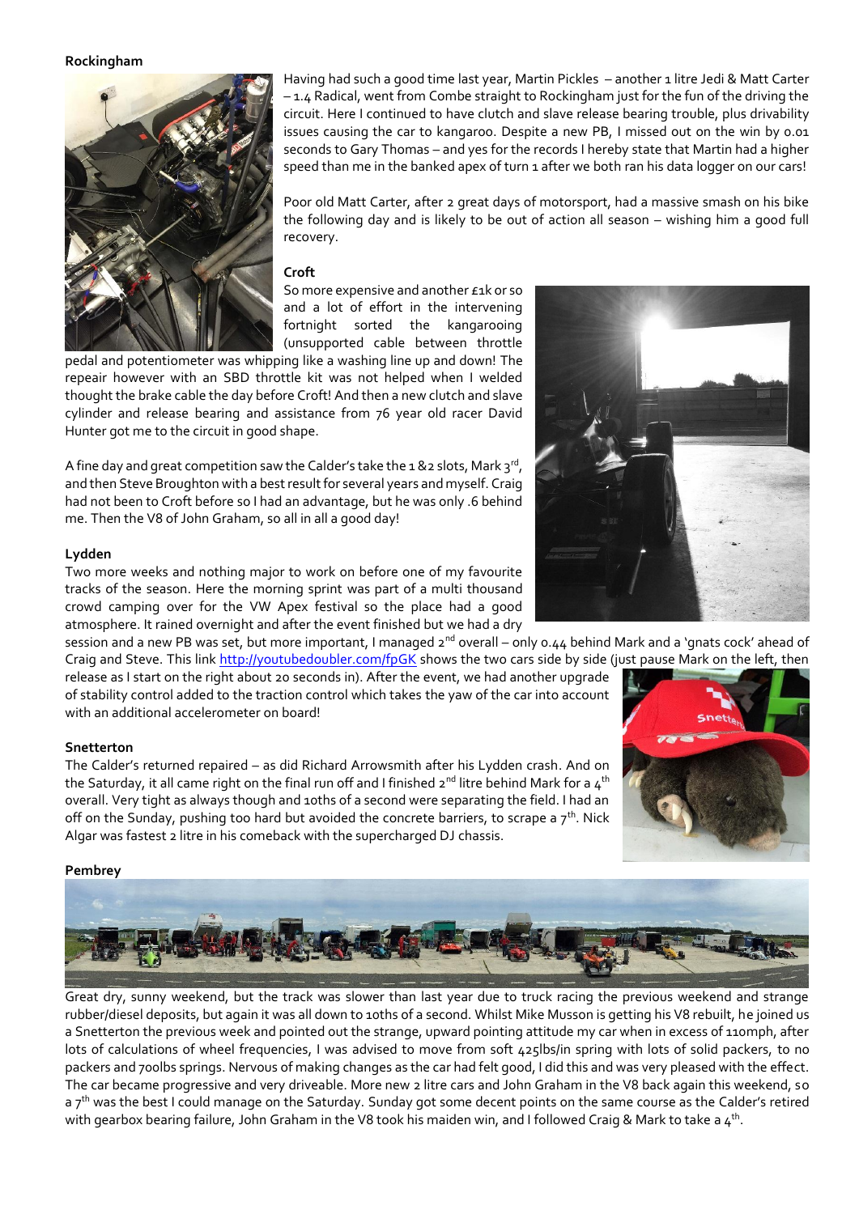**Rockingham**

Having had such a good time last year, Martin Pickles – another 1 litre Jedi & Matt Carter – 1.4 Radical, went from Combe straight to Rockingham just for the fun of the driving the circuit. Here I continued to have clutch and slave release bearing trouble, plus drivability issues causing the car to kangaroo. Despite a new PB, I missed out on the win by 0.01 seconds to Gary Thomas – and yes for the records I hereby state that Martin had a higher speed than me in the banked apex of turn 1 after we both ran his data logger on our cars!

Poor old Matt Carter, after 2 great days of motorsport, had a massive smash on his bike the following day and is likely to be out of action all season – wishing him a good full recovery.

**Croft**

So more expensive and another £1k or so and a lot of effort in the intervening fortnight sorted the kangarooing (unsupported cable between throttle pedal and potentiometer was whipping like a washing line up and down! The repeair however with an SBD throttle kit was not helped when I welded thought the brake cable the day before Croft! And then a new clutch and slave cylinder and release bearing and assistance from 76 year old racer David Hunter got me to the circuit in good shape.

A fine day and great competition saw the Calder's take the 1 &2 slots, Mark 3rd, and then Steve Broughton with a best result for several years and myself. Craig had not been to Croft before so I had an advantage, but he was only .6 behind me. Then the V8 of John Graham, so all in all a good day!

**Lydden**

Two more weeks and nothing major to work on before one of my favourite tracks of the season. Here the morning sprint was part of a multi thousand crowd camping over for the VW Apex festival so the place had a good atmosphere. It rained overnight and after the event finished but we had a dry session and a new PB was set, but more important, I managed 2nd overall – only 0.44 behind Mark and a 'gnats cock' ahead of Craig and Steve. This link http://youtubedoubler.com/fpGK shows the two cars side by side (just pause Mark on the left, then release as I start on the right about 20 seconds in). After the event, we had another upgrade of stability control added to the traction control which takes the yaw of the car into account with an additional accelerometer on board!

**Snetterton**

The Calder's returned repaired – as did Richard Arrowsmith after his Lydden crash. And on the Saturday, it all came right on the final run off and I finished 2nd litre behind Mark for a 4th overall. Very tight as always though and 10ths of a second were separating the field. I had an off on the Sunday, pushing too hard but avoided the concrete barriers, to scrape a 7th. Nick Algar was fastest 2 litre in his comeback with the supercharged DJ chassis.

**Pembrey**

Great dry, sunny weekend, but the track was slower than last year due to truck racing the previous weekend and strange rubber/diesel deposits, but again it was all down to 10ths of a second. Whilst Mike Musson is getting his V8 rebuilt, he joined us a Snetterton the previous week and pointed out the strange, upward pointing attitude my car when in excess of 110mph, after lots of calculations of wheel frequencies, I was advised to move from soft 425lbs/in spring with lots of solid packers, to no packers and 700lbs springs. Nervous of making changes as the car had felt good, I did this and was very pleased with the effect. The car became progressive and very driveable. More new 2 litre cars and John Graham in the V8 back again this weekend, so a 7th was the best I could manage on the Saturday. Sunday got some decent points on the same course as the Calder's retired with gearbox bearing failure, John Graham in the V8 took his maiden win, and I followed Craig & Mark to take a 4th.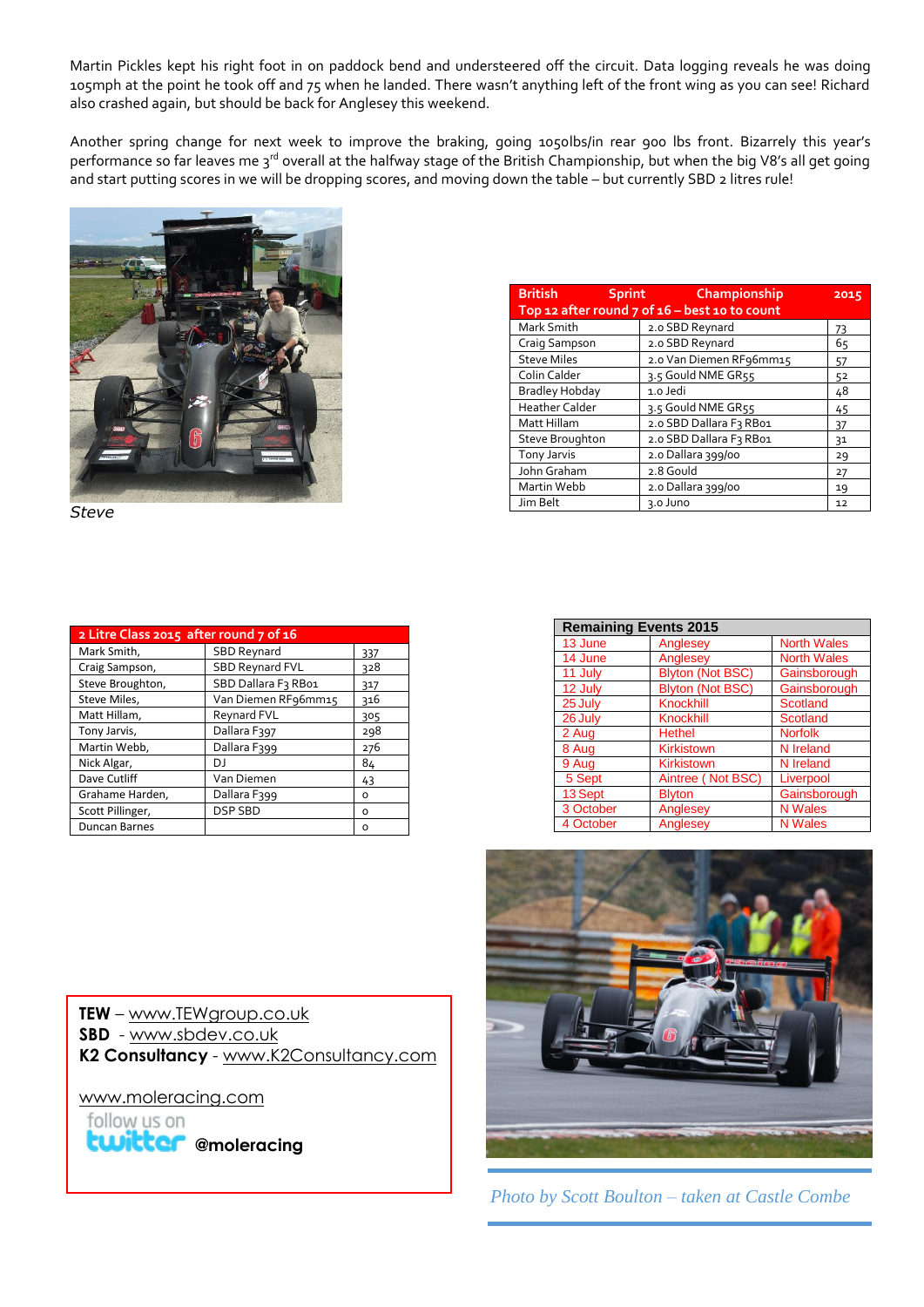Martin Pickles kept his right foot in on paddock bend and understeered off the circuit. Data logging reveals he was doing 105mph at the point he took off and 75 when he landed. There wasn't anything left of the front wing as you can see! Richard also crashed again, but should be back for Anglesey this weekend.

Another spring change for next week to improve the braking, going 1050lbs/in rear 900 lbs front. Bizarrely this year's performance so far leaves me 3rd overall at the halfway stage of the British Championship, but when the big V8's all get going and start putting scores in we will be dropping scores, and moving down the table – but currently SBD 2 litres rule!

*Steve*

| British Sprint Championship 2015 | | |
|---|---|---|
| Top 12 after round 7 of 16 – best 10 to count | | |
| Mark Smith | 2.0 SBD Reynard | 73 |
| Craig Sampson | 2.0 SBD Reynard | 65 |
| Steve Miles | 2.0 Van Diemen RF96mm15 | 57 |
| Colin Calder | 3.5 Gould NME GR55 | 52 |
| Bradley Hobday | 1.0 Jedi | 48 |
| Heather Calder | 3.5 Gould NME GR55 | 45 |
| Matt Hillam | 2.0 SBD Dallara F3 RB01 | 37 |
| Steve Broughton | 2.0 SBD Dallara F3 RB01 | 31 |
| Tony Jarvis | 2.0 Dallara 399/00 | 29 |
| John Graham | 2.8 Gould | 27 |
| Martin Webb | 2.0 Dallara 399/00 | 19 |
| Jim Belt | 3.0 Juno | 12 |

| 2 Litre Class 2015 after round 7 of 16 | | |
|---|---|---|
| Mark Smith, | SBD Reynard | 337 |
| Craig Sampson, | SBD Reynard FVL | 328 |
| Steve Broughton, | SBD Dallara F3 RB01 | 317 |
| Steve Miles, | Van Diemen RF96mm15 | 316 |
| Matt Hillam, | Reynard FVL | 305 |
| Tony Jarvis, | Dallara F397 | 298 |
| Martin Webb, | Dallara F399 | 276 |
| Nick Algar, | DJ | 84 |
| Dave Cutliff | Van Diemen | 43 |
| Grahame Harden, | Dallara F399 | 0 |
| Scott Pillinger, | DSP SBD | 0 |
| Duncan Barnes | | 0 |

| Remaining Events 2015 | | |
|---|---|---|
| 13 June | Anglesey | North Wales |
| 14 June | Anglesey | North Wales |
| 11 July | Blyton (Not BSC) | Gainsborough |
| 12 July | Blyton (Not BSC) | Gainsborough |
| 25 July | Knockhill | Scotland |
| 26 July | Knockhill | Scotland |
| 2 Aug | Hethel | Norfolk |
| 8 Aug | Kirkistown | N Ireland |
| 9 Aug | Kirkistown | N Ireland |
| 5 Sept | Aintree ( Not BSC) | Liverpool |
| 13 Sept | Blyton | Gainsborough |
| 3 October | Anglesey | N Wales |
| 4 October | Anglesey | N Wales |

**TEW** – www.TEWgroup.co.uk
**SBD** - www.sbdev.co.uk
**K2 Consultancy** - www.K2Consultancy.com

www.moleracing.com
follow us on twitter **@moleracing**

*Photo by Scott Boulton – taken at Castle Combe*